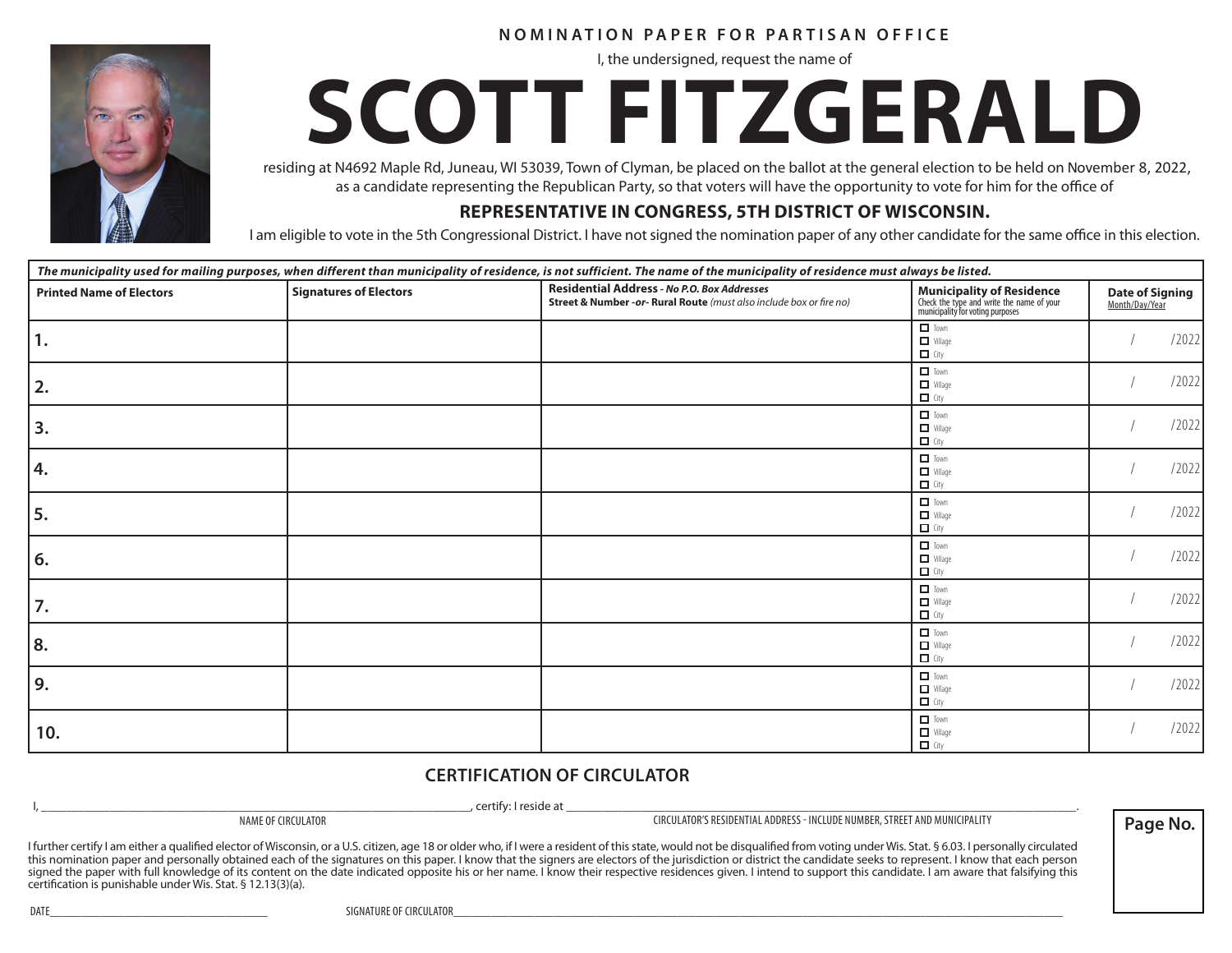**NOMINATION PAPER FOR PARTISAN OFFICE**

I, the undersigned, request the name of

# SCOTT FITZGERALD

residing at N4692 Maple Rd, Juneau, WI 53039, Town of Clyman, be placed on the ballot at the general election to be held on November 8, 2022, as a candidate representing the Republican Party, so that voters will have the opportunity to vote for him for the office of

## REPRESENTATIVE IN CONGRESS, 5TH DISTRICT OF WISCONSIN.

I am eligible to vote in the 5th Congressional District. I have not signed the nomination paper of any other candidate for the same office in this election.

***The municipality used for mailing purposes, when different than municipality of residence, is not sufficient. The name of the municipality of residence must always be listed.***

| Printed Name of Electors | Signatures of Electors | Residential Address - *No P.O. Box Addresses* Street & Number *-or-* Rural Route *(must also include box or fire no)* | Municipality of Residence Check the type and write the name of your municipality for voting purposes | Date of Signing Month/Day/Year |
|---|---|---|---|---|
| 1. | | | ☐ Town ☐ Village ☐ City | / /2022 |
| 2. | | | ☐ Town ☐ Village ☐ City | / /2022 |
| 3. | | | ☐ Town ☐ Village ☐ City | / /2022 |
| 4. | | | ☐ Town ☐ Village ☐ City | / /2022 |
| 5. | | | ☐ Town ☐ Village ☐ City | / /2022 |
| 6. | | | ☐ Town ☐ Village ☐ City | / /2022 |
| 7. | | | ☐ Town ☐ Village ☐ City | / /2022 |
| 8. | | | ☐ Town ☐ Village ☐ City | / /2022 |
| 9. | | | ☐ Town ☐ Village ☐ City | / /2022 |
| 10. | | | ☐ Town ☐ Village ☐ City | / /2022 |

## CERTIFICATION OF CIRCULATOR

I, ______________________________ (NAME OF CIRCULATOR), certify: I reside at ______________________________ (CIRCULATOR'S RESIDENTIAL ADDRESS - INCLUDE NUMBER, STREET AND MUNICIPALITY).

I further certify I am either a qualified elector of Wisconsin, or a U.S. citizen, age 18 or older who, if I were a resident of this state, would not be disqualified from voting under Wis. Stat. § 6.03. I personally circulated this nomination paper and personally obtained each of the signatures on this paper. I know that the signers are electors of the jurisdiction or district the candidate seeks to represent. I know that each person signed the paper with full knowledge of its content on the date indicated opposite his or her name. I know their respective residences given. I intend to support this candidate. I am aware that falsifying this certification is punishable under Wis. Stat. § 12.13(3)(a).

DATE______________________ SIGNATURE OF CIRCULATOR______________________

**Page No.**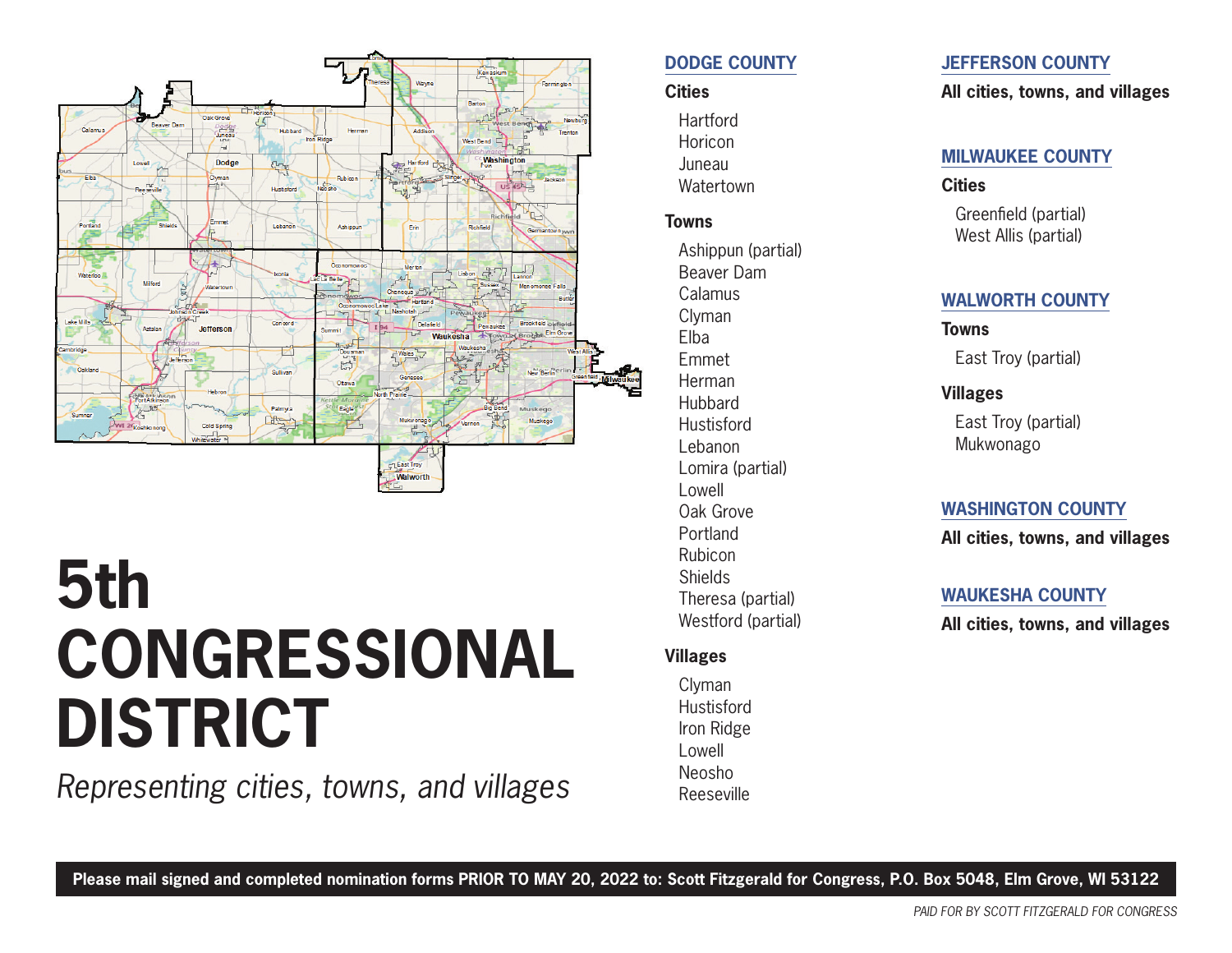# 5th CONGRESSIONAL DISTRICT

*Representing cities, towns, and villages*

## DODGE COUNTY

### Cities

- Hartford
- Horicon
- Juneau
- Watertown

### Towns

- Ashippun (partial)
- Beaver Dam
- Calamus
- Clyman
- Elba
- Emmet
- Herman
- Hubbard
- Hustisford
- Lebanon
- Lomira (partial)
- Lowell
- Oak Grove
- Portland
- Rubicon
- Shields
- Theresa (partial)
- Westford (partial)

### Villages

- Clyman
- Hustisford
- Iron Ridge
- Lowell
- Neosho
- Reeseville

## JEFFERSON COUNTY

**All cities, towns, and villages**

## MILWAUKEE COUNTY

### Cities

- Greenfield (partial)
- West Allis (partial)

## WALWORTH COUNTY

### Towns

- East Troy (partial)

### Villages

- East Troy (partial)
- Mukwonago

## WASHINGTON COUNTY

**All cities, towns, and villages**

## WAUKESHA COUNTY

**All cities, towns, and villages**

**Please mail signed and completed nomination forms PRIOR TO MAY 20, 2022 to: Scott Fitzgerald for Congress, P.O. Box 5048, Elm Grove, WI 53122**

*PAID FOR BY SCOTT FITZGERALD FOR CONGRESS*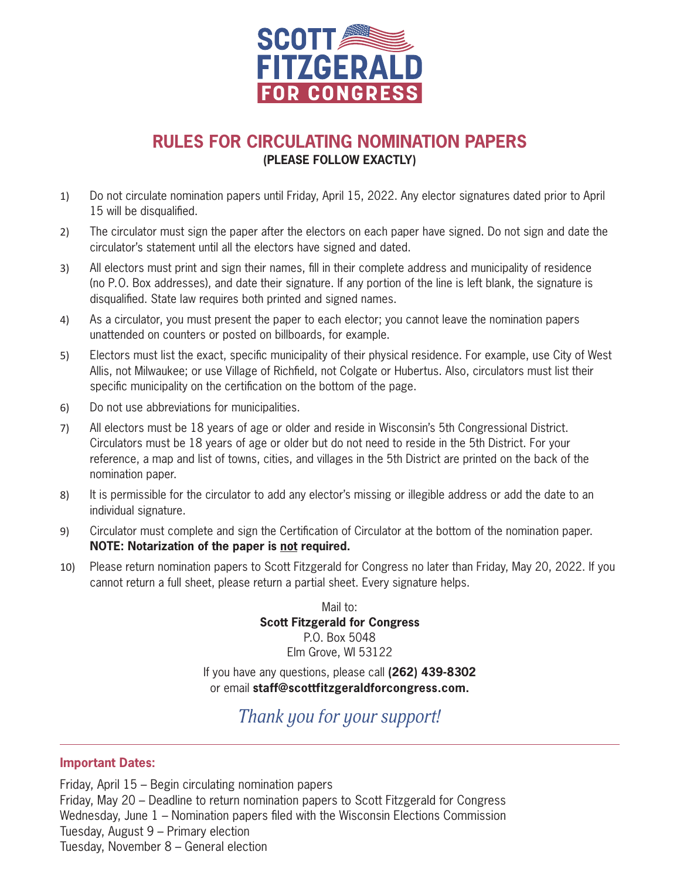# SCOTT FITZGERALD FOR CONGRESS

## RULES FOR CIRCULATING NOMINATION PAPERS

**(PLEASE FOLLOW EXACTLY)**

1) Do not circulate nomination papers until Friday, April 15, 2022. Any elector signatures dated prior to April 15 will be disqualified.
2) The circulator must sign the paper after the electors on each paper have signed. Do not sign and date the circulator's statement until all the electors have signed and dated.
3) All electors must print and sign their names, fill in their complete address and municipality of residence (no P.O. Box addresses), and date their signature. If any portion of the line is left blank, the signature is disqualified. State law requires both printed and signed names.
4) As a circulator, you must present the paper to each elector; you cannot leave the nomination papers unattended on counters or posted on billboards, for example.
5) Electors must list the exact, specific municipality of their physical residence. For example, use City of West Allis, not Milwaukee; or use Village of Richfield, not Colgate or Hubertus. Also, circulators must list their specific municipality on the certification on the bottom of the page.
6) Do not use abbreviations for municipalities.
7) All electors must be 18 years of age or older and reside in Wisconsin's 5th Congressional District. Circulators must be 18 years of age or older but do not need to reside in the 5th District. For your reference, a map and list of towns, cities, and villages in the 5th District are printed on the back of the nomination paper.
8) It is permissible for the circulator to add any elector's missing or illegible address or add the date to an individual signature.
9) Circulator must complete and sign the Certification of Circulator at the bottom of the nomination paper. **NOTE: Notarization of the paper is not required.**
10) Please return nomination papers to Scott Fitzgerald for Congress no later than Friday, May 20, 2022. If you cannot return a full sheet, please return a partial sheet. Every signature helps.

Mail to:
**Scott Fitzgerald for Congress**
P.O. Box 5048
Elm Grove, WI 53122

If you have any questions, please call **(262) 439-8302** or email **staff@scottfitzgeraldforcongress.com.**

*Thank you for your support!*

---

**Important Dates:**

Friday, April 15 – Begin circulating nomination papers
Friday, May 20 – Deadline to return nomination papers to Scott Fitzgerald for Congress
Wednesday, June 1 – Nomination papers filed with the Wisconsin Elections Commission
Tuesday, August 9 – Primary election
Tuesday, November 8 – General election